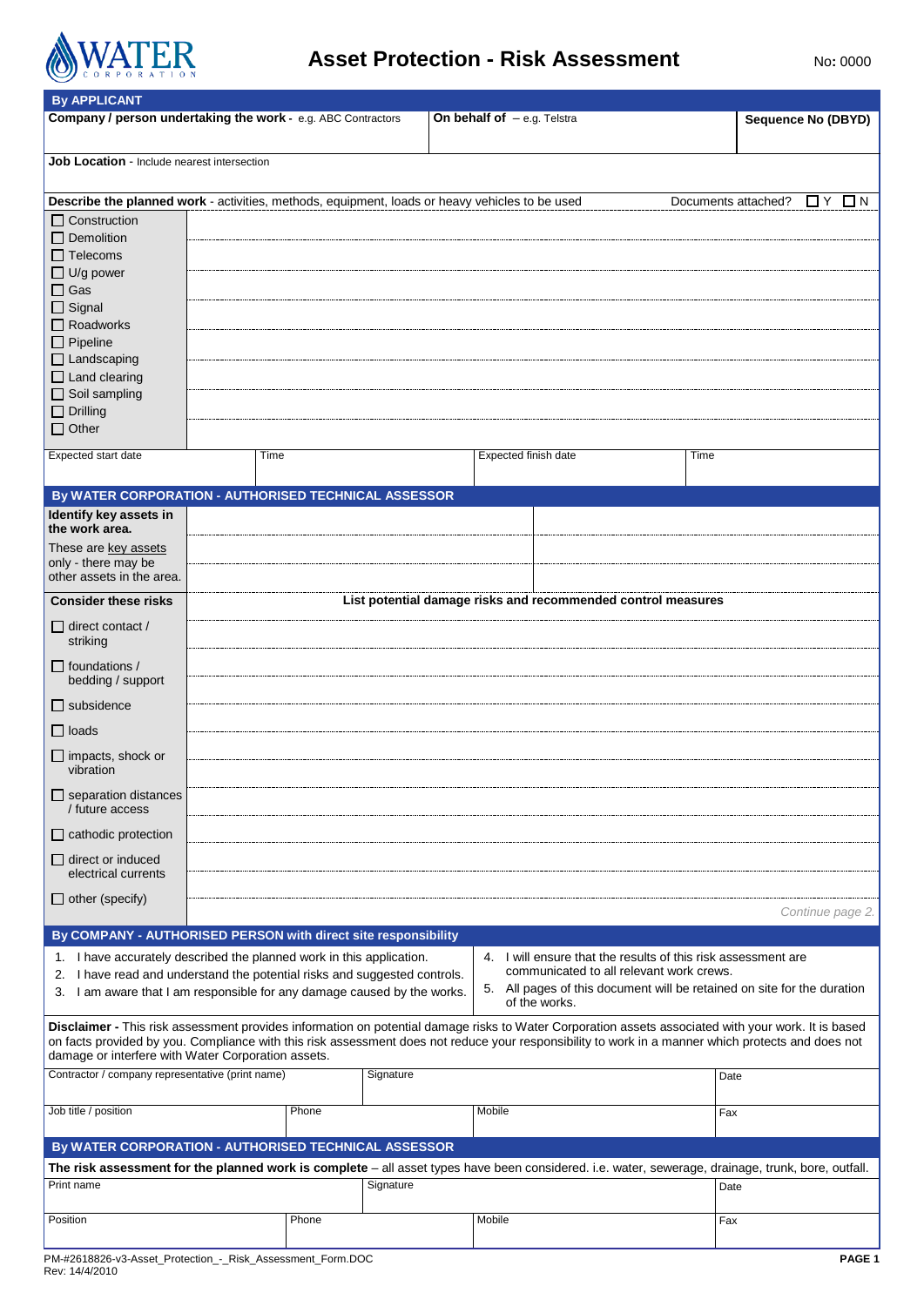WATER CORPORATION

# Asset Protection - Risk Assessment

No: 0000

## By APPLICANT

| **Company / person undertaking the work** - e.g. ABC Contractors | **On behalf of** – e.g. Telstra | **Sequence No (DBYD)** |
|---|---|---|
| | | |

**Job Location** - Include nearest intersection

**Describe the planned work** - activities, methods, equipment, loads or heavy vehicles to be used — Documents attached? ☐ Y ☐ N

- ☐ Construction
- ☐ Demolition
- ☐ Telecoms
- ☐ U/g power
- ☐ Gas
- ☐ Signal
- ☐ Roadworks
- ☐ Pipeline
- ☐ Landscaping
- ☐ Land clearing
- ☐ Soil sampling
- ☐ Drilling
- ☐ Other

| Expected start date | Time | Expected finish date | Time |
|---|---|---|---|
| | | | |

## By WATER CORPORATION - AUTHORISED TECHNICAL ASSESSOR

**Identify key assets in the work area.**

These are key assets only - there may be other assets in the area.

| **Consider these risks** | **List potential damage risks and recommended control measures** |
|---|---|
| ☐ direct contact / striking | |
| ☐ foundations / bedding / support | |
| ☐ subsidence | |
| ☐ loads | |
| ☐ impacts, shock or vibration | |
| ☐ separation distances / future access | |
| ☐ cathodic protection | |
| ☐ direct or induced electrical currents | |
| ☐ other (specify) | |

*Continue page 2.*

## By COMPANY - AUTHORISED PERSON with direct site responsibility

1. I have accurately described the planned work in this application.
2. I have read and understand the potential risks and suggested controls.
3. I am aware that I am responsible for any damage caused by the works.
4. I will ensure that the results of this risk assessment are communicated to all relevant work crews.
5. All pages of this document will be retained on site for the duration of the works.

**Disclaimer -** This risk assessment provides information on potential damage risks to Water Corporation assets associated with your work. It is based on facts provided by you. Compliance with this risk assessment does not reduce your responsibility to work in a manner which protects and does not damage or interfere with Water Corporation assets.

| Contractor / company representative (print name) | | Signature | | Date |
|---|---|---|---|---|
| Job title / position | Phone | | Mobile | Fax |

## By WATER CORPORATION - AUTHORISED TECHNICAL ASSESSOR

**The risk assessment for the planned work is complete** – all asset types have been considered. i.e. water, sewerage, drainage, trunk, bore, outfall.

| Print name | | Signature | | Date |
|---|---|---|---|---|
| Position | Phone | | Mobile | Fax |

PM-#2618826-v3-Asset_Protection_-_Risk_Assessment_Form.DOC
Rev: 14/4/2010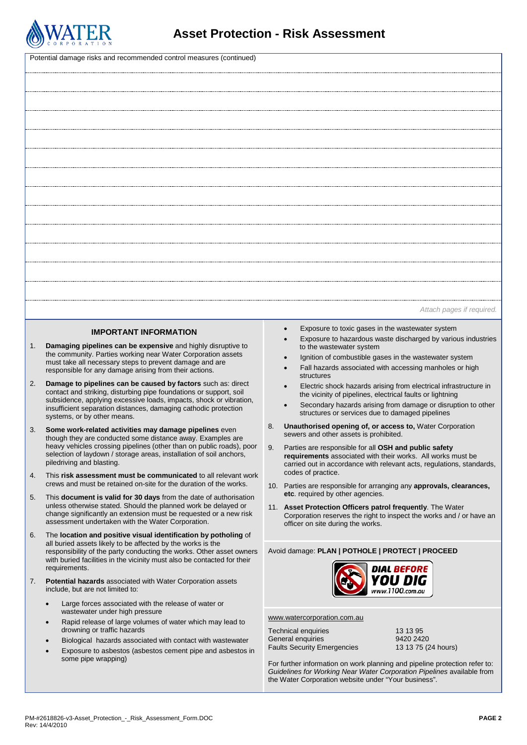# Asset Protection - Risk Assessment

Potential damage risks and recommended control measures (continued)

*Attach pages if required.*

## IMPORTANT INFORMATION

1. **Damaging pipelines can be expensive** and highly disruptive to the community. Parties working near Water Corporation assets must take all necessary steps to prevent damage and are responsible for any damage arising from their actions.
2. **Damage to pipelines can be caused by factors** such as: direct contact and striking, disturbing pipe foundations or support, soil subsidence, applying excessive loads, impacts, shock or vibration, insufficient separation distances, damaging cathodic protection systems, or by other means.
3. **Some work-related activities may damage pipelines** even though they are conducted some distance away. Examples are heavy vehicles crossing pipelines (other than on public roads), poor selection of laydown / storage areas, installation of soil anchors, piledriving and blasting.
4. This **risk assessment must be communicated** to all relevant work crews and must be retained on-site for the duration of the works.
5. This **document is valid for 30 days** from the date of authorisation unless otherwise stated. Should the planned work be delayed or change significantly an extension must be requested or a new risk assessment undertaken with the Water Corporation.
6. The **location and positive visual identification by potholing** of all buried assets likely to be affected by the works is the responsibility of the party conducting the works. Other asset owners with buried facilities in the vicinity must also be contacted for their requirements.
7. **Potential hazards** associated with Water Corporation assets include, but are not limited to:
   - Large forces associated with the release of water or wastewater under high pressure
   - Rapid release of large volumes of water which may lead to drowning or traffic hazards
   - Biological hazards associated with contact with wastewater
   - Exposure to asbestos (asbestos cement pipe and asbestos in some pipe wrapping)
   - Exposure to toxic gases in the wastewater system
   - Exposure to hazardous waste discharged by various industries to the wastewater system
   - Ignition of combustible gases in the wastewater system
   - Fall hazards associated with accessing manholes or high structures
   - Electric shock hazards arising from electrical infrastructure in the vicinity of pipelines, electrical faults or lightning
   - Secondary hazards arising from damage or disruption to other structures or services due to damaged pipelines
8. **Unauthorised opening of, or access to,** Water Corporation sewers and other assets is prohibited.
9. Parties are responsible for all **OSH and public safety requirements** associated with their works. All works must be carried out in accordance with relevant acts, regulations, standards, codes of practice.
10. Parties are responsible for arranging any **approvals, clearances, etc**. required by other agencies.
11. **Asset Protection Officers patrol frequently**. The Water Corporation reserves the right to inspect the works and / or have an officer on site during the works.

Avoid damage: **PLAN | POTHOLE | PROTECT | PROCEED**

DIAL BEFORE YOU DIG www.1100.com.au

www.watercorporation.com.au

| | |
|---|---|
| Technical enquiries | 13 13 95 |
| General enquiries | 9420 2420 |
| Faults Security Emergencies | 13 13 75 (24 hours) |

For further information on work planning and pipeline protection refer to: *Guidelines for Working Near Water Corporation Pipelines* available from the Water Corporation website under "Your business".

PM-#2618826-v3-Asset_Protection_-_Risk_Assessment_Form.DOC
Rev: 14/4/2010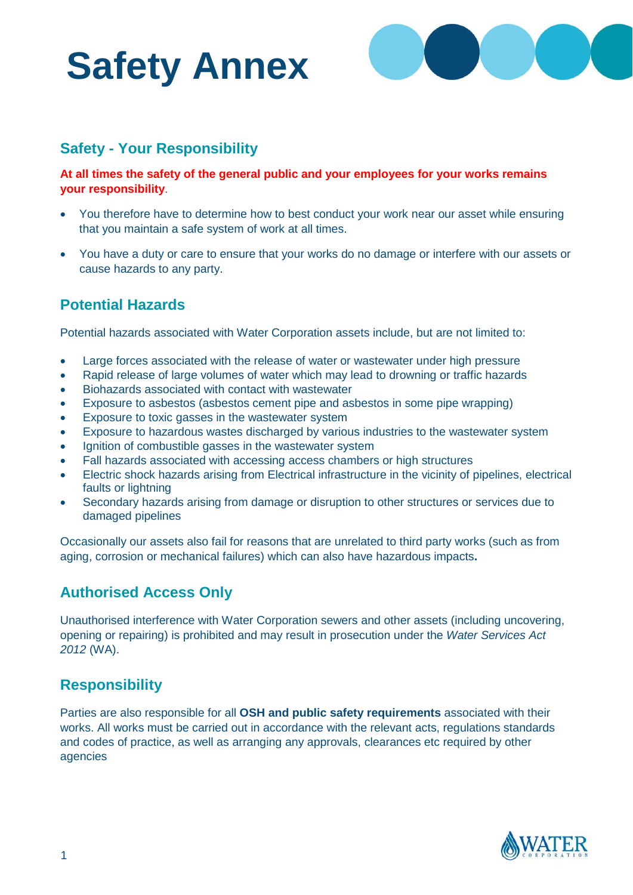# Safety Annex

## Safety - Your Responsibility

**At all times the safety of the general public and your employees for your works remains your responsibility**.

- You therefore have to determine how to best conduct your work near our asset while ensuring that you maintain a safe system of work at all times.
- You have a duty or care to ensure that your works do no damage or interfere with our assets or cause hazards to any party.

## Potential Hazards

Potential hazards associated with Water Corporation assets include, but are not limited to:

- Large forces associated with the release of water or wastewater under high pressure
- Rapid release of large volumes of water which may lead to drowning or traffic hazards
- Biohazards associated with contact with wastewater
- Exposure to asbestos (asbestos cement pipe and asbestos in some pipe wrapping)
- Exposure to toxic gasses in the wastewater system
- Exposure to hazardous wastes discharged by various industries to the wastewater system
- Ignition of combustible gasses in the wastewater system
- Fall hazards associated with accessing access chambers or high structures
- Electric shock hazards arising from Electrical infrastructure in the vicinity of pipelines, electrical faults or lightning
- Secondary hazards arising from damage or disruption to other structures or services due to damaged pipelines

Occasionally our assets also fail for reasons that are unrelated to third party works (such as from aging, corrosion or mechanical failures) which can also have hazardous impacts**.**

## Authorised Access Only

Unauthorised interference with Water Corporation sewers and other assets (including uncovering, opening or repairing) is prohibited and may result in prosecution under the *Water Services Act 2012* (WA).

## Responsibility

Parties are also responsible for all **OSH and public safety requirements** associated with their works. All works must be carried out in accordance with the relevant acts, regulations standards and codes of practice, as well as arranging any approvals, clearances etc required by other agencies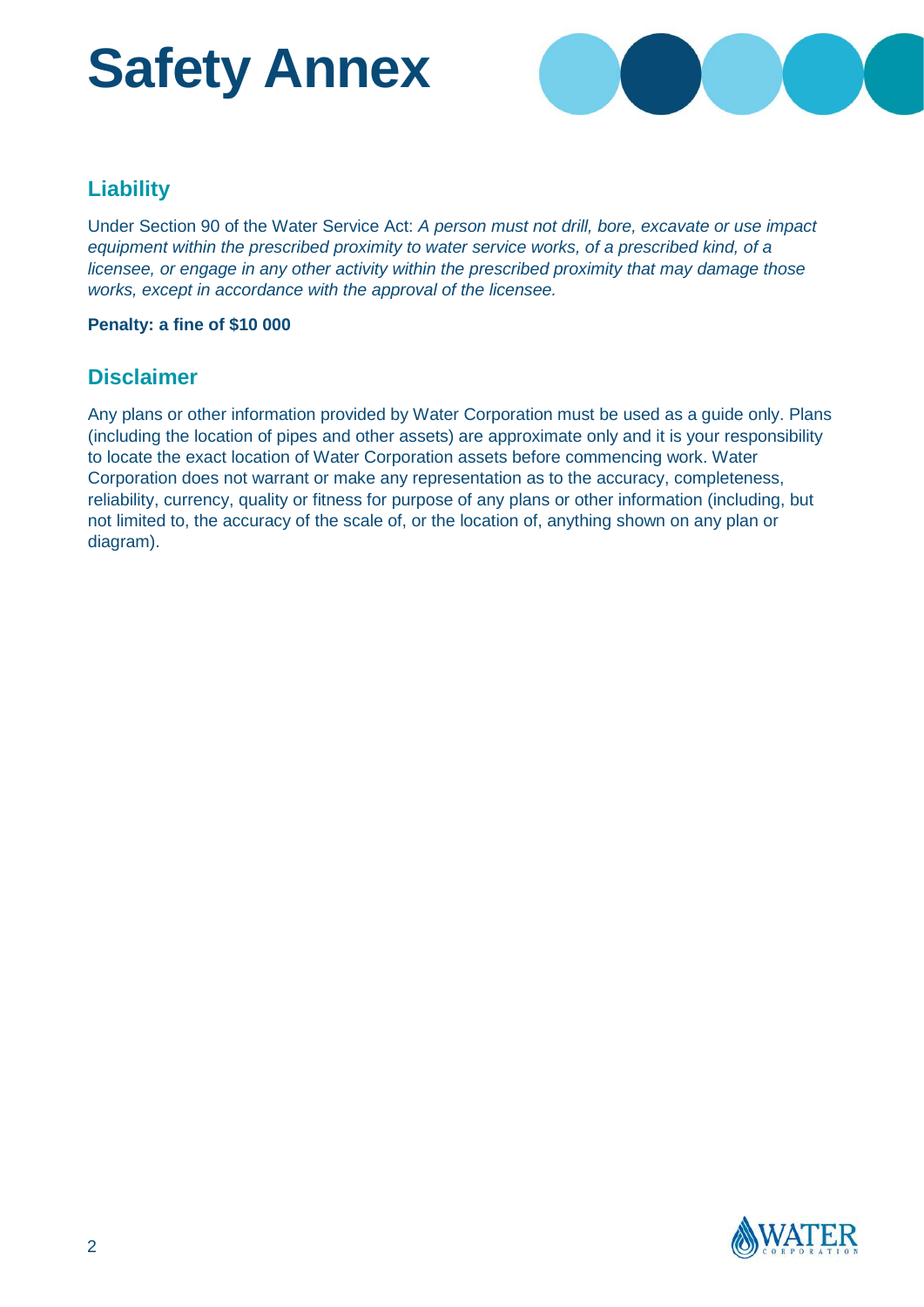# Safety Annex

## Liability

Under Section 90 of the Water Service Act: *A person must not drill, bore, excavate or use impact equipment within the prescribed proximity to water service works, of a prescribed kind, of a licensee, or engage in any other activity within the prescribed proximity that may damage those works, except in accordance with the approval of the licensee.*

**Penalty: a fine of $10 000**

## Disclaimer

Any plans or other information provided by Water Corporation must be used as a guide only. Plans (including the location of pipes and other assets) are approximate only and it is your responsibility to locate the exact location of Water Corporation assets before commencing work. Water Corporation does not warrant or make any representation as to the accuracy, completeness, reliability, currency, quality or fitness for purpose of any plans or other information (including, but not limited to, the accuracy of the scale of, or the location of, anything shown on any plan or diagram).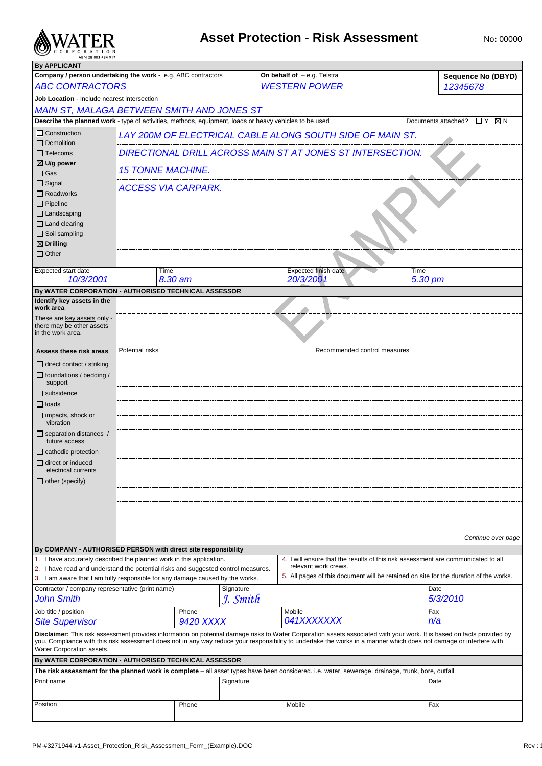# Asset Protection - Risk Assessment

No: 00000

**By APPLICANT**

| **Company / person undertaking the work -** e.g. ABC contractors | **On behalf of** – e.g. Telstra | **Sequence No (DBYD)** |
|---|---|---|
| *ABC CONTRACTORS* | *WESTERN POWER* | *12345678* |

**Job Location** - Include nearest intersection

*MAIN ST, MALAGA BETWEEN SMITH AND JONES ST*

**Describe the planned work** - type of activities, methods, equipment, loads or heavy vehicles to be used — Documents attached? ☐ Y ☒ N

| | |
|---|---|
| ☐ Construction<br>☐ Demolition | *LAY 200M OF ELECTRICAL CABLE ALONG SOUTH SIDE OF MAIN ST.* |
| ☐ Telecoms<br>☒ **U/g power** | *DIRECTIONAL DRILL ACROSS MAIN ST AT JONES ST INTERSECTION.* |
| ☐ Gas<br>☐ Signal | *15 TONNE MACHINE.* |
| ☐ Roadworks<br>☐ Pipeline | *ACCESS VIA CARPARK.* |
| ☐ Landscaping<br>☐ Land clearing | |
| ☐ Soil sampling<br>☒ **Drilling** | |
| ☐ Other | |

| Expected start date | Time | Expected finish date | Time |
|---|---|---|---|
| *10/3/2001* | *8.30 am* | *20/3/2001* | *5.30 pm* |

EXAMPLE

**By WATER CORPORATION - AUTHORISED TECHNICAL ASSESSOR**

| | | |
|---|---|---|
| **Identify key assets in the work area** | | |
| These are key assets only - there may be other assets in the work area. | | |

| **Assess these risk areas** | Potential risks | Recommended control measures |
|---|---|---|
| ☐ direct contact / striking | | |
| ☐ foundations / bedding / support | | |
| ☐ subsidence | | |
| ☐ loads | | |
| ☐ impacts, shock or vibration | | |
| ☐ separation distances / future access | | |
| ☐ cathodic protection | | |
| ☐ direct or induced electrical currents | | |
| ☐ other (specify) | | |

*Continue over page*

**By COMPANY - AUTHORISED PERSON with direct site responsibility**

1. I have accurately described the planned work in this application.
2. I have read and understand the potential risks and suggested control measures.
3. I am aware that I am fully responsible for any damage caused by the works.
4. I will ensure that the results of this risk assessment are communicated to all relevant work crews.
5. All pages of this document will be retained on site for the duration of the works.

| Contractor / company representative (print name) | Signature | Date |
|---|---|---|
| *John Smith* | *J. Smith* | *5/3/2010* |

| Job title / position | Phone | Mobile | Fax |
|---|---|---|---|
| *Site Supervisor* | *9420 XXXX* | *041XXXXXXX* | *n/a* |

**Disclaimer:** This risk assessment provides information on potential damage risks to Water Corporation assets associated with your work. It is based on facts provided by you. Compliance with this risk assessment does not in any way reduce your responsibility to undertake the works in a manner which does not damage or interfere with Water Corporation assets.

**By WATER CORPORATION - AUTHORISED TECHNICAL ASSESSOR**

**The risk assessment for the planned work is complete** – all asset types have been considered. i.e. water, sewerage, drainage, trunk, bore, outfall.

| Print name | Signature | Date |
|---|---|---|
| | | |

| Position | Phone | Mobile | Fax |
|---|---|---|---|
| | | | |

PM-#3271944-v1-Asset_Protection_Risk_Assessment_Form_(Example).DOC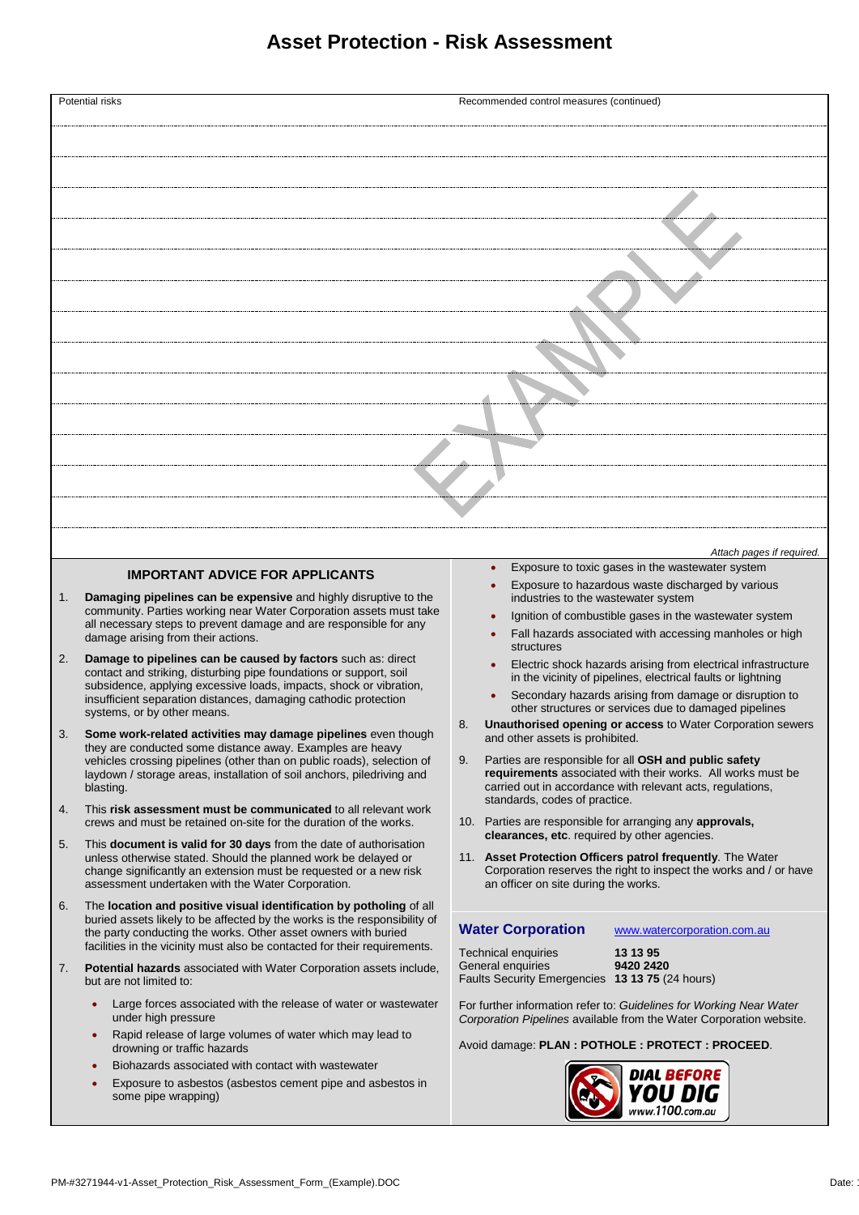# Asset Protection - Risk Assessment

| Potential risks | Recommended control measures (continued) |
|---|---|
| | |
| | |
| | |
| | |
| | |
| | |
| | |
| | |
| | |
| | |
| | |
| | |
| | |
| | |

*Attach pages if required.*

EXAMPLE

### IMPORTANT ADVICE FOR APPLICANTS

1. **Damaging pipelines can be expensive** and highly disruptive to the community. Parties working near Water Corporation assets must take all necessary steps to prevent damage and are responsible for any damage arising from their actions.
2. **Damage to pipelines can be caused by factors** such as: direct contact and striking, disturbing pipe foundations or support, soil subsidence, applying excessive loads, impacts, shock or vibration, insufficient separation distances, damaging cathodic protection systems, or by other means.
3. **Some work-related activities may damage pipelines** even though they are conducted some distance away. Examples are heavy vehicles crossing pipelines (other than on public roads), selection of laydown / storage areas, installation of soil anchors, piledriving and blasting.
4. This **risk assessment must be communicated** to all relevant work crews and must be retained on-site for the duration of the works.
5. This **document is valid for 30 days** from the date of authorisation unless otherwise stated. Should the planned work be delayed or change significantly an extension must be requested or a new risk assessment undertaken with the Water Corporation.
6. The **location and positive visual identification by potholing** of all buried assets likely to be affected by the works is the responsibility of the party conducting the works. Other asset owners with buried facilities in the vicinity must also be contacted for their requirements.
7. **Potential hazards** associated with Water Corporation assets include, but are not limited to:
   - Large forces associated with the release of water or wastewater under high pressure
   - Rapid release of large volumes of water which may lead to drowning or traffic hazards
   - Biohazards associated with contact with wastewater
   - Exposure to asbestos (asbestos cement pipe and asbestos in some pipe wrapping)
   - Exposure to toxic gases in the wastewater system
   - Exposure to hazardous waste discharged by various industries to the wastewater system
   - Ignition of combustible gases in the wastewater system
   - Fall hazards associated with accessing manholes or high structures
   - Electric shock hazards arising from electrical infrastructure in the vicinity of pipelines, electrical faults or lightning
   - Secondary hazards arising from damage or disruption to other structures or services due to damaged pipelines
8. **Unauthorised opening or access** to Water Corporation sewers and other assets is prohibited.
9. Parties are responsible for all **OSH and public safety requirements** associated with their works. All works must be carried out in accordance with relevant acts, regulations, standards, codes of practice.
10. Parties are responsible for arranging any **approvals, clearances, etc**. required by other agencies.
11. **Asset Protection Officers patrol frequently**. The Water Corporation reserves the right to inspect the works and / or have an officer on site during the works.

**Water Corporation** www.watercorporation.com.au

Technical enquiries **13 13 95**
General enquiries **9420 2420**
Faults Security Emergencies **13 13 75** (24 hours)

For further information refer to: *Guidelines for Working Near Water Corporation Pipelines* available from the Water Corporation website.

Avoid damage: **PLAN : POTHOLE : PROTECT : PROCEED**.

DIAL BEFORE YOU DIG www.1100.com.au